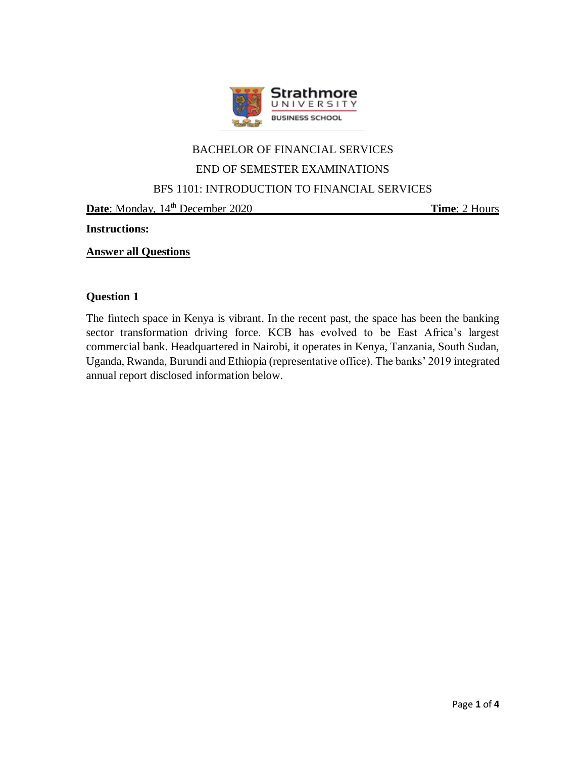BACHELOR OF FINANCIAL SERVICES

END OF SEMESTER EXAMINATIONS

BFS 1101: INTRODUCTION TO FINANCIAL SERVICES

**Date**: Monday, 14th December 2020 **Time**: 2 Hours

**Instructions:**

**Answer all Questions**

### Question 1

The fintech space in Kenya is vibrant. In the recent past, the space has been the banking sector transformation driving force. KCB has evolved to be East Africa's largest commercial bank. Headquartered in Nairobi, it operates in Kenya, Tanzania, South Sudan, Uganda, Rwanda, Burundi and Ethiopia (representative office). The banks' 2019 integrated annual report disclosed information below.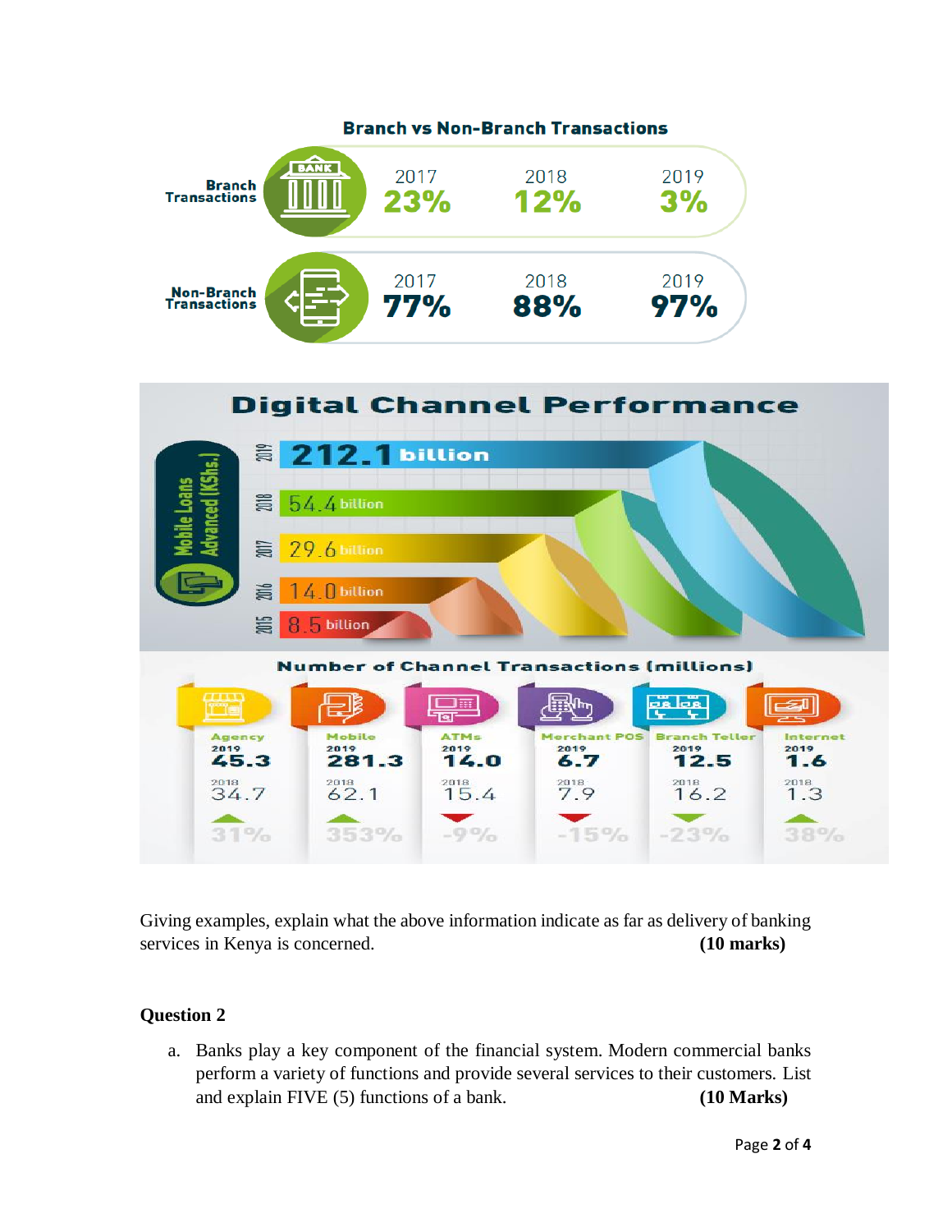**Branch vs Non-Branch Transactions**

Branch Transactions
2017 23%
2018 12%
2019 3%

Non-Branch Transactions
2017 77%
2018 88%
2019 97%

**Digital Channel Performance**

Mobile Loans Advanced (KShs.)

2019 212.1 billion
2018 54.4 billion
2017 29.6 billion
2016 14.0 billion
2015 8.5 billion

**Number of Channel Transactions (millions)**

Agency
2019 45.3
2018 34.7
31%

Mobile
2019 281.3
2018 62.1
353%

ATMs
2019 14.0
2018 15.4
-9%

Merchant POS
2019 6.7
2018 7.9
-15%

Branch Teller
2019 12.5
2018 16.2
-23%

Internet
2019 1.6
2018 1.3
38%

Giving examples, explain what the above information indicate as far as delivery of banking services in Kenya is concerned. **(10 marks)**

## Question 2

a. Banks play a key component of the financial system. Modern commercial banks perform a variety of functions and provide several services to their customers. List and explain FIVE (5) functions of a bank. **(10 Marks)**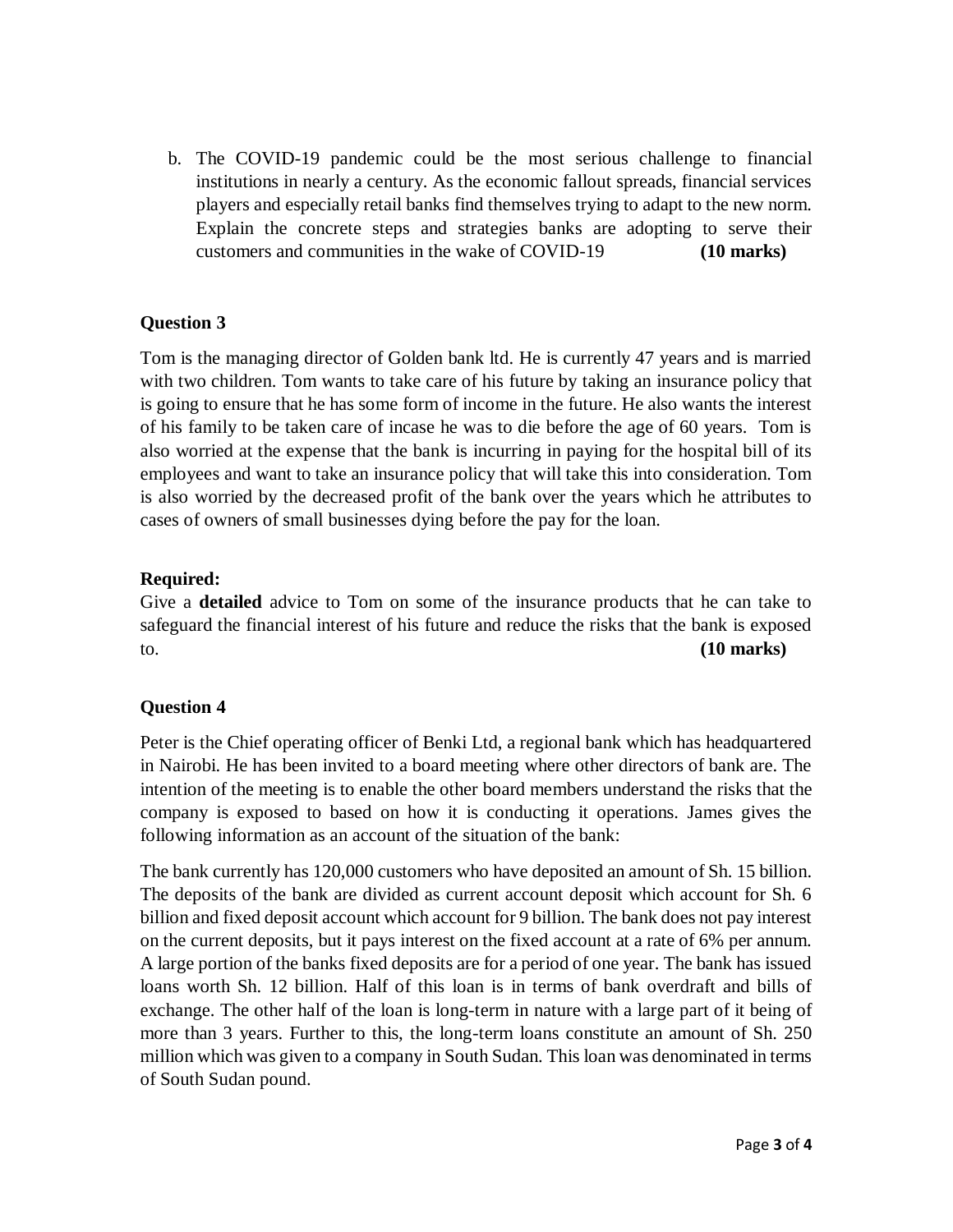b. The COVID-19 pandemic could be the most serious challenge to financial institutions in nearly a century. As the economic fallout spreads, financial services players and especially retail banks find themselves trying to adapt to the new norm. Explain the concrete steps and strategies banks are adopting to serve their customers and communities in the wake of COVID-19 **(10 marks)**

**Question 3**

Tom is the managing director of Golden bank ltd. He is currently 47 years and is married with two children. Tom wants to take care of his future by taking an insurance policy that is going to ensure that he has some form of income in the future. He also wants the interest of his family to be taken care of incase he was to die before the age of 60 years. Tom is also worried at the expense that the bank is incurring in paying for the hospital bill of its employees and want to take an insurance policy that will take this into consideration. Tom is also worried by the decreased profit of the bank over the years which he attributes to cases of owners of small businesses dying before the pay for the loan.

**Required:**

Give a **detailed** advice to Tom on some of the insurance products that he can take to safeguard the financial interest of his future and reduce the risks that the bank is exposed to. **(10 marks)**

**Question 4**

Peter is the Chief operating officer of Benki Ltd, a regional bank which has headquartered in Nairobi. He has been invited to a board meeting where other directors of bank are. The intention of the meeting is to enable the other board members understand the risks that the company is exposed to based on how it is conducting it operations. James gives the following information as an account of the situation of the bank:

The bank currently has 120,000 customers who have deposited an amount of Sh. 15 billion. The deposits of the bank are divided as current account deposit which account for Sh. 6 billion and fixed deposit account which account for 9 billion. The bank does not pay interest on the current deposits, but it pays interest on the fixed account at a rate of 6% per annum. A large portion of the banks fixed deposits are for a period of one year. The bank has issued loans worth Sh. 12 billion. Half of this loan is in terms of bank overdraft and bills of exchange. The other half of the loan is long-term in nature with a large part of it being of more than 3 years. Further to this, the long-term loans constitute an amount of Sh. 250 million which was given to a company in South Sudan. This loan was denominated in terms of South Sudan pound.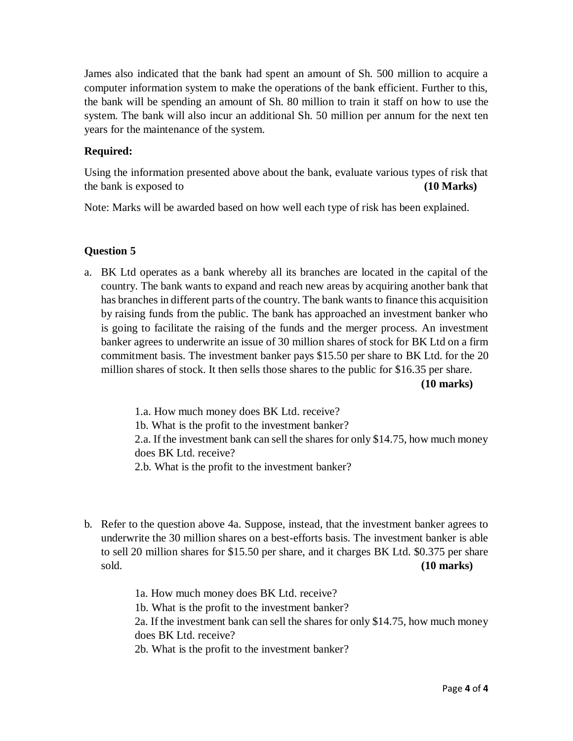James also indicated that the bank had spent an amount of Sh. 500 million to acquire a computer information system to make the operations of the bank efficient. Further to this, the bank will be spending an amount of Sh. 80 million to train it staff on how to use the system. The bank will also incur an additional Sh. 50 million per annum for the next ten years for the maintenance of the system.

**Required:**

Using the information presented above about the bank, evaluate various types of risk that the bank is exposed to **(10 Marks)**

Note: Marks will be awarded based on how well each type of risk has been explained.

## Question 5

a. BK Ltd operates as a bank whereby all its branches are located in the capital of the country. The bank wants to expand and reach new areas by acquiring another bank that has branches in different parts of the country. The bank wants to finance this acquisition by raising funds from the public. The bank has approached an investment banker who is going to facilitate the raising of the funds and the merger process. An investment banker agrees to underwrite an issue of 30 million shares of stock for BK Ltd on a firm commitment basis. The investment banker pays $15.50 per share to BK Ltd. for the 20 million shares of stock. It then sells those shares to the public for $16.35 per share. **(10 marks)**

   1.a. How much money does BK Ltd. receive?
   1b. What is the profit to the investment banker?
   2.a. If the investment bank can sell the shares for only $14.75, how much money does BK Ltd. receive?
   2.b. What is the profit to the investment banker?

b. Refer to the question above 4a. Suppose, instead, that the investment banker agrees to underwrite the 30 million shares on a best-efforts basis. The investment banker is able to sell 20 million shares for $15.50 per share, and it charges BK Ltd. $0.375 per share sold. **(10 marks)**

   1a. How much money does BK Ltd. receive?
   1b. What is the profit to the investment banker?
   2a. If the investment bank can sell the shares for only $14.75, how much money does BK Ltd. receive?
   2b. What is the profit to the investment banker?